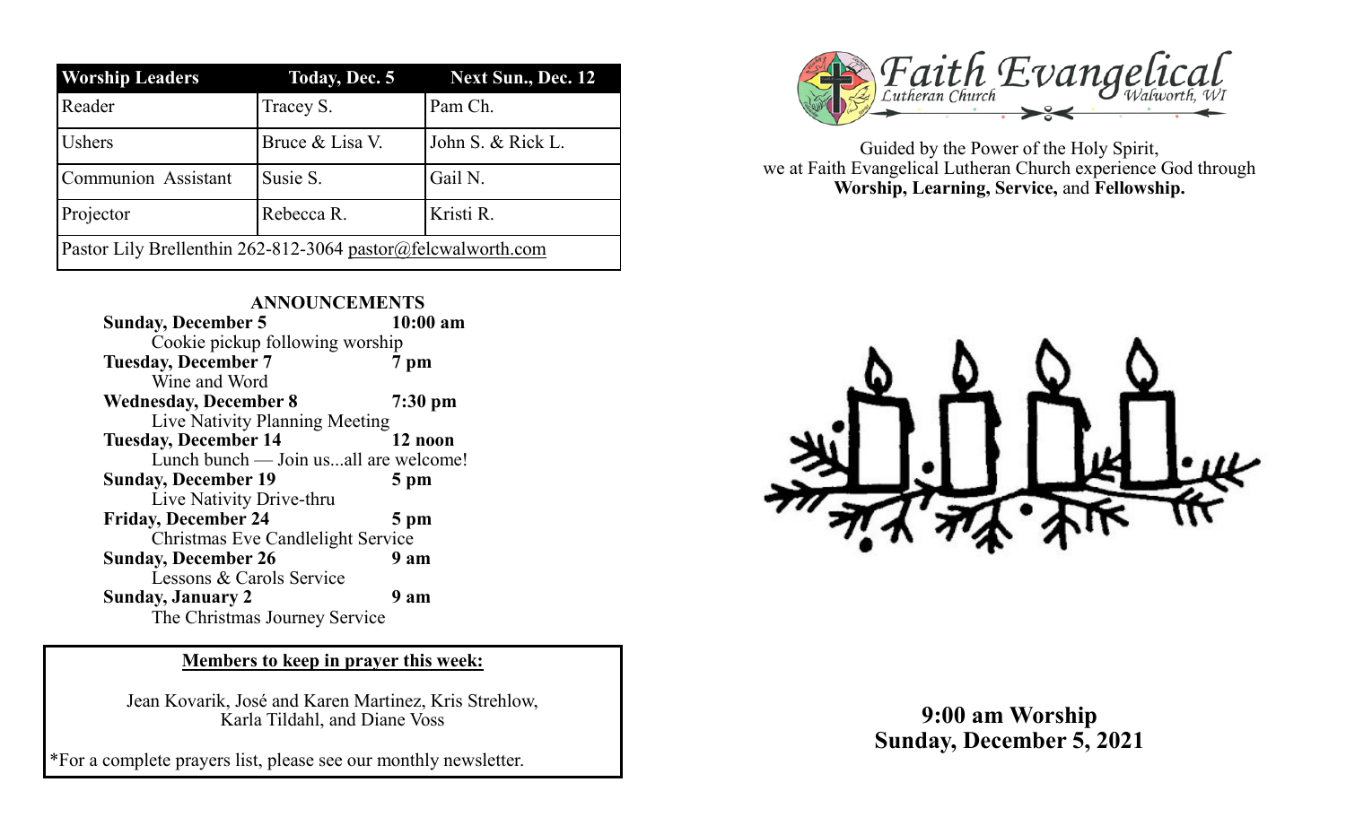| Worship Leaders | Today, Dec. 5 | Next Sun., Dec. 12 |
|---|---|---|
| Reader | Tracey S. | Pam Ch. |
| Ushers | Bruce & Lisa V. | John S. & Rick L. |
| Communion Assistant | Susie S. | Gail N. |
| Projector | Rebecca R. | Kristi R. |
| Pastor Lily Brellenthin 262-812-3064 pastor@felcwalworth.com | | |

## ANNOUNCEMENTS

**Sunday, December 5** **10:00 am**
Cookie pickup following worship

**Tuesday, December 7** **7 pm**
Wine and Word

**Wednesday, December 8** **7:30 pm**
Live Nativity Planning Meeting

**Tuesday, December 14** **12 noon**
Lunch bunch — Join us...all are welcome!

**Sunday, December 19** **5 pm**
Live Nativity Drive-thru

**Friday, December 24** **5 pm**
Christmas Eve Candlelight Service

**Sunday, December 26** **9 am**
Lessons & Carols Service

**Sunday, January 2** **9 am**
The Christmas Journey Service

**Members to keep in prayer this week:**

Jean Kovarik, José and Karen Martinez, Kris Strehlow, Karla Tildahl, and Diane Voss

*For a complete prayers list, please see our monthly newsletter.

# Faith Evangelical Lutheran Church Walworth, WI

Guided by the Power of the Holy Spirit, we at Faith Evangelical Lutheran Church experience God through **Worship, Learning, Service,** and **Fellowship.**

**9:00 am Worship**
**Sunday, December 5, 2021**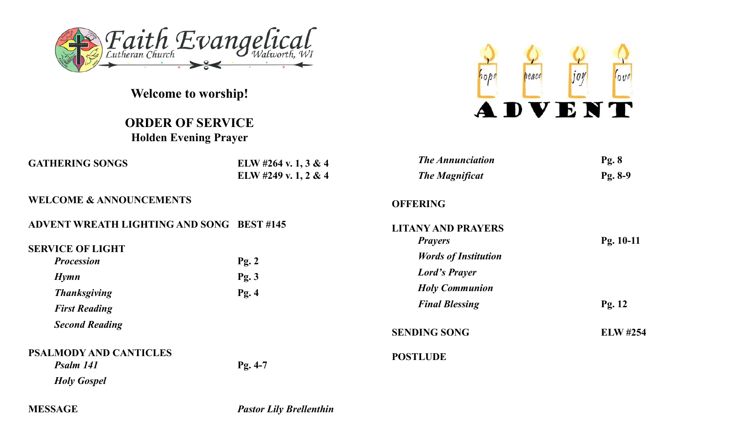**Faith Evangelical** Lutheran Church Walworth, WI

## Welcome to worship!

## ORDER OF SERVICE
### Holden Evening Prayer

| | |
|---|---|
| **GATHERING SONGS** | **ELW #264 v. 1, 3 & 4** |
| | **ELW #249 v. 1, 2 & 4** |
| **WELCOME & ANNOUNCEMENTS** | |
| **ADVENT WREATH LIGHTING AND SONG** | **BEST #145** |
| **SERVICE OF LIGHT** | |
| ***Procession*** | **Pg. 2** |
| ***Hymn*** | **Pg. 3** |
| ***Thanksgiving*** | **Pg. 4** |
| ***First Reading*** | |
| ***Second Reading*** | |
| **PSALMODY AND CANTICLES** | |
| ***Psalm 141*** | **Pg. 4-7** |
| ***Holy Gospel*** | |
| **MESSAGE** | ***Pastor Lily Brellenthin*** |
| ***The Annunciation*** | **Pg. 8** |
| ***The Magnificat*** | **Pg. 8-9** |
| **OFFERING** | |
| **LITANY AND PRAYERS** | |
| ***Prayers*** | **Pg. 10-11** |
| ***Words of Institution*** | |
| ***Lord's Prayer*** | |
| ***Holy Communion*** | |
| ***Final Blessing*** | **Pg. 12** |
| **SENDING SONG** | **ELW #254** |
| **POSTLUDE** | |

hope peace joy love

ADVENT